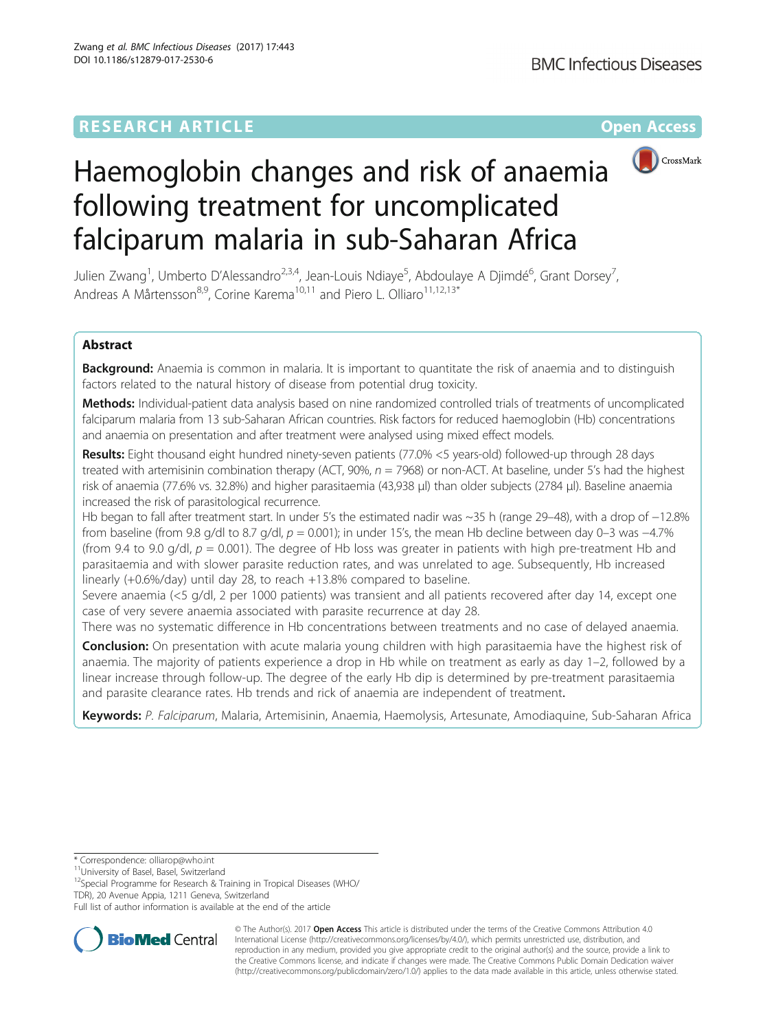RESEARCH ARTICLE

Open Access

# Haemoglobin changes and risk of anaemia following treatment for uncomplicated falciparum malaria in sub-Saharan Africa

Julien Zwang[1], Umberto D'Alessandro[2,3,4], Jean-Louis Ndiaye[5], Abdoulaye A Djimdé[6], Grant Dorsey[7], Andreas A Mårtensson[8,9], Corine Karema[10,11] and Piero L. Olliaro[11,12,13*]

## Abstract

**Background:** Anaemia is common in malaria. It is important to quantitate the risk of anaemia and to distinguish factors related to the natural history of disease from potential drug toxicity.

**Methods:** Individual-patient data analysis based on nine randomized controlled trials of treatments of uncomplicated falciparum malaria from 13 sub-Saharan African countries. Risk factors for reduced haemoglobin (Hb) concentrations and anaemia on presentation and after treatment were analysed using mixed effect models.

**Results:** Eight thousand eight hundred ninety-seven patients (77.0% <5 years-old) followed-up through 28 days treated with artemisinin combination therapy (ACT, 90%, $n = 7968$) or non-ACT. At baseline, under 5's had the highest risk of anaemia (77.6% vs. 32.8%) and higher parasitaemia (43,938 μl) than older subjects (2784 μl). Baseline anaemia increased the risk of parasitological recurrence.

Hb began to fall after treatment start. In under 5's the estimated nadir was ~35 h (range 29–48), with a drop of −12.8% from baseline (from 9.8 g/dl to 8.7 g/dl, $p = 0.001$); in under 15's, the mean Hb decline between day 0–3 was −4.7% (from 9.4 to 9.0 g/dl, $p = 0.001$). The degree of Hb loss was greater in patients with high pre-treatment Hb and parasitaemia and with slower parasite reduction rates, and was unrelated to age. Subsequently, Hb increased linearly (+0.6%/day) until day 28, to reach +13.8% compared to baseline.

Severe anaemia (<5 g/dl, 2 per 1000 patients) was transient and all patients recovered after day 14, except one case of very severe anaemia associated with parasite recurrence at day 28.

There was no systematic difference in Hb concentrations between treatments and no case of delayed anaemia.

**Conclusion:** On presentation with acute malaria young children with high parasitaemia have the highest risk of anaemia. The majority of patients experience a drop in Hb while on treatment as early as day 1–2, followed by a linear increase through follow-up. The degree of the early Hb dip is determined by pre-treatment parasitaemia and parasite clearance rates. Hb trends and rick of anaemia are independent of treatment.

**Keywords:** *P. Falciparum*, Malaria, Artemisinin, Anaemia, Haemolysis, Artesunate, Amodiaquine, Sub-Saharan Africa

* Correspondence: olliarop@who.int
[11]University of Basel, Basel, Switzerland
[12]Special Programme for Research & Training in Tropical Diseases (WHO/TDR), 20 Avenue Appia, 1211 Geneva, Switzerland
Full list of author information is available at the end of the article

© The Author(s). 2017 **Open Access** This article is distributed under the terms of the Creative Commons Attribution 4.0 International License (http://creativecommons.org/licenses/by/4.0/), which permits unrestricted use, distribution, and reproduction in any medium, provided you give appropriate credit to the original author(s) and the source, provide a link to the Creative Commons license, and indicate if changes were made. The Creative Commons Public Domain Dedication waiver (http://creativecommons.org/publicdomain/zero/1.0/) applies to the data made available in this article, unless otherwise stated.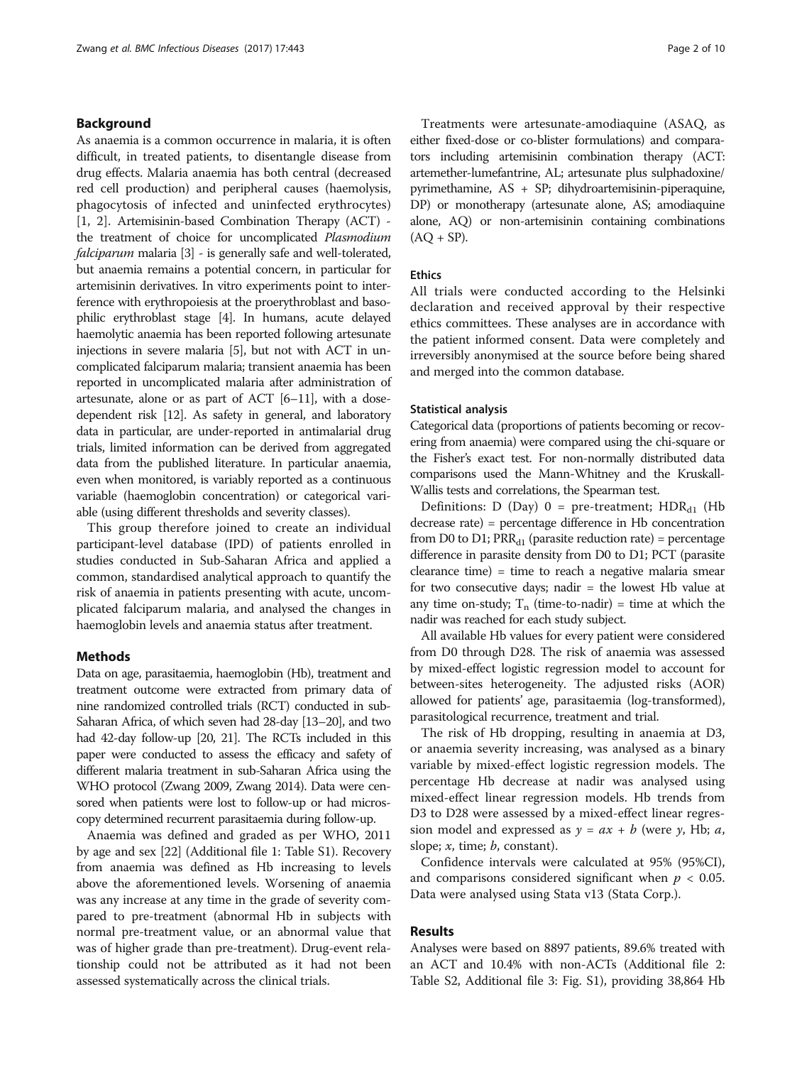## Background

As anaemia is a common occurrence in malaria, it is often difficult, in treated patients, to disentangle disease from drug effects. Malaria anaemia has both central (decreased red cell production) and peripheral causes (haemolysis, phagocytosis of infected and uninfected erythrocytes) [1, 2]. Artemisinin-based Combination Therapy (ACT) - the treatment of choice for uncomplicated *Plasmodium falciparum* malaria [3] - is generally safe and well-tolerated, but anaemia remains a potential concern, in particular for artemisinin derivatives. In vitro experiments point to interference with erythropoiesis at the proerythroblast and basophilic erythroblast stage [4]. In humans, acute delayed haemolytic anaemia has been reported following artesunate injections in severe malaria [5], but not with ACT in uncomplicated falciparum malaria; transient anaemia has been reported in uncomplicated malaria after administration of artesunate, alone or as part of ACT [6–11], with a dose-dependent risk [12]. As safety in general, and laboratory data in particular, are under-reported in antimalarial drug trials, limited information can be derived from aggregated data from the published literature. In particular anaemia, even when monitored, is variably reported as a continuous variable (haemoglobin concentration) or categorical variable (using different thresholds and severity classes).

This group therefore joined to create an individual participant-level database (IPD) of patients enrolled in studies conducted in Sub-Saharan Africa and applied a common, standardised analytical approach to quantify the risk of anaemia in patients presenting with acute, uncomplicated falciparum malaria, and analysed the changes in haemoglobin levels and anaemia status after treatment.

## Methods

Data on age, parasitaemia, haemoglobin (Hb), treatment and treatment outcome were extracted from primary data of nine randomized controlled trials (RCT) conducted in sub-Saharan Africa, of which seven had 28-day [13–20], and two had 42-day follow-up [20, 21]. The RCTs included in this paper were conducted to assess the efficacy and safety of different malaria treatment in sub-Saharan Africa using the WHO protocol (Zwang 2009, Zwang 2014). Data were censored when patients were lost to follow-up or had microscopy determined recurrent parasitaemia during follow-up.

Anaemia was defined and graded as per WHO, 2011 by age and sex [22] (Additional file 1: Table S1). Recovery from anaemia was defined as Hb increasing to levels above the aforementioned levels. Worsening of anaemia was any increase at any time in the grade of severity compared to pre-treatment (abnormal Hb in subjects with normal pre-treatment value, or an abnormal value that was of higher grade than pre-treatment). Drug-event relationship could not be attributed as it had not been assessed systematically across the clinical trials.

Treatments were artesunate-amodiaquine (ASAQ, as either fixed-dose or co-blister formulations) and comparators including artemisinin combination therapy (ACT: artemether-lumefantrine, AL; artesunate plus sulphadoxine/pyrimethamine, AS + SP; dihydroartemisinin-piperaquine, DP) or monotherapy (artesunate alone, AS; amodiaquine alone, AQ) or non-artemisinin containing combinations (AQ + SP).

### Ethics

All trials were conducted according to the Helsinki declaration and received approval by their respective ethics committees. These analyses are in accordance with the patient informed consent. Data were completely and irreversibly anonymised at the source before being shared and merged into the common database.

### Statistical analysis

Categorical data (proportions of patients becoming or recovering from anaemia) were compared using the chi-square or the Fisher's exact test. For non-normally distributed data comparisons used the Mann-Whitney and the Kruskall-Wallis tests and correlations, the Spearman test.

Definitions: D (Day) 0 = pre-treatment; $HDR_{d1}$ (Hb decrease rate) = percentage difference in Hb concentration from D0 to D1; $PRR_{d1}$ (parasite reduction rate) = percentage difference in parasite density from D0 to D1; PCT (parasite clearance time) = time to reach a negative malaria smear for two consecutive days; nadir = the lowest Hb value at any time on-study; $T_n$ (time-to-nadir) = time at which the nadir was reached for each study subject.

All available Hb values for every patient were considered from D0 through D28. The risk of anaemia was assessed by mixed-effect logistic regression model to account for between-sites heterogeneity. The adjusted risks (AOR) allowed for patients' age, parasitaemia (log-transformed), parasitological recurrence, treatment and trial.

The risk of Hb dropping, resulting in anaemia at D3, or anaemia severity increasing, was analysed as a binary variable by mixed-effect logistic regression models. The percentage Hb decrease at nadir was analysed using mixed-effect linear regression models. Hb trends from D3 to D28 were assessed by a mixed-effect linear regression model and expressed as $y = ax + b$ (were $y$, Hb; $a$, slope; $x$, time; $b$, constant).

Confidence intervals were calculated at 95% (95%CI), and comparisons considered significant when $p < 0.05$. Data were analysed using Stata v13 (Stata Corp.).

## Results

Analyses were based on 8897 patients, 89.6% treated with an ACT and 10.4% with non-ACTs (Additional file 2: Table S2, Additional file 3: Fig. S1), providing 38,864 Hb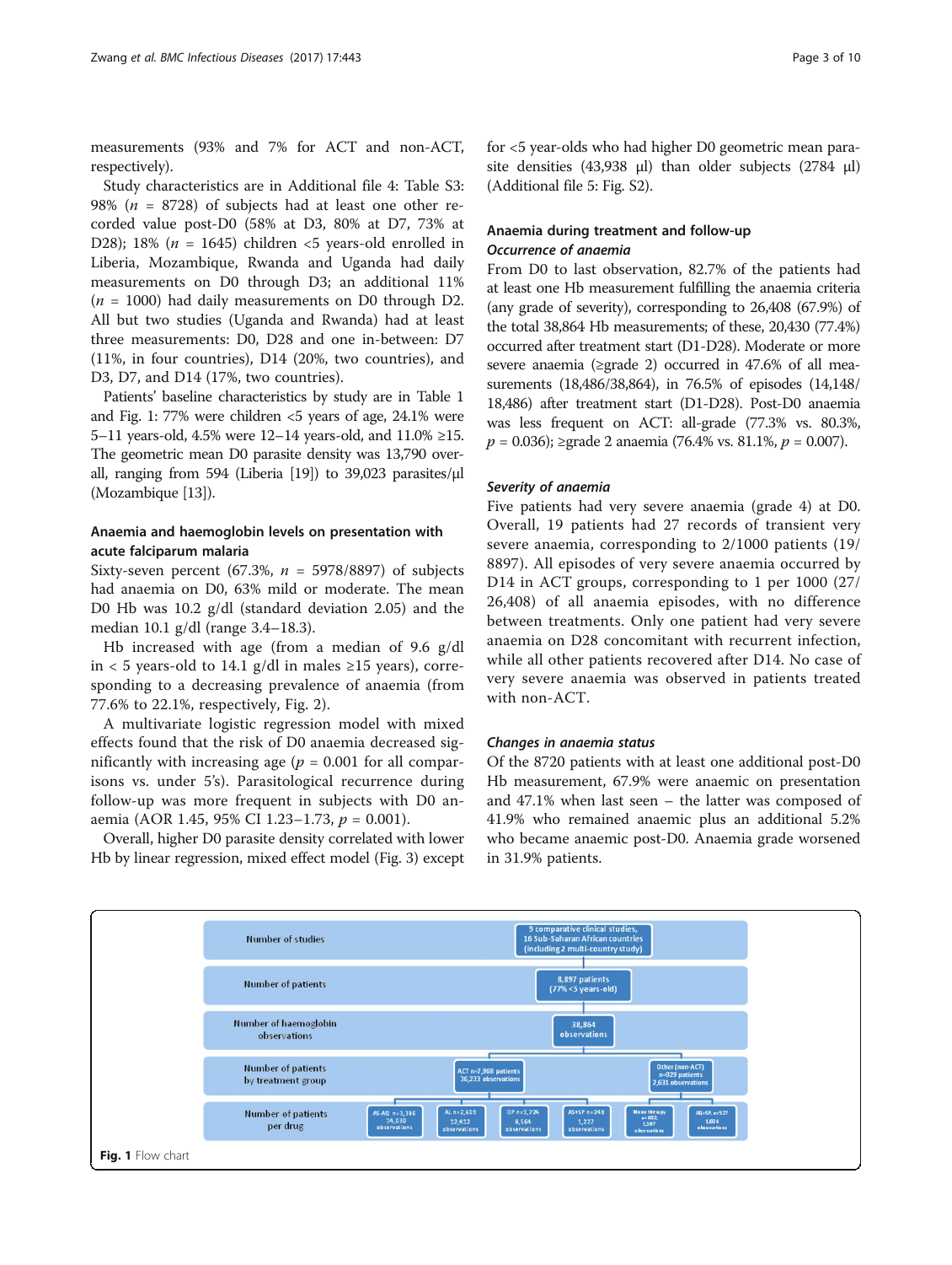measurements (93% and 7% for ACT and non-ACT, respectively).

Study characteristics are in Additional file 4: Table S3: 98% ($n$ = 8728) of subjects had at least one other recorded value post-D0 (58% at D3, 80% at D7, 73% at D28); 18% ($n$ = 1645) children <5 years-old enrolled in Liberia, Mozambique, Rwanda and Uganda had daily measurements on D0 through D3; an additional 11% ($n$ = 1000) had daily measurements on D0 through D2. All but two studies (Uganda and Rwanda) had at least three measurements: D0, D28 and one in-between: D7 (11%, in four countries), D14 (20%, two countries), and D3, D7, and D14 (17%, two countries).

Patients' baseline characteristics by study are in Table 1 and Fig. 1: 77% were children <5 years of age, 24.1% were 5–11 years-old, 4.5% were 12–14 years-old, and 11.0% ≥15. The geometric mean D0 parasite density was 13,790 overall, ranging from 594 (Liberia [19]) to 39,023 parasites/μl (Mozambique [13]).

### Anaemia and haemoglobin levels on presentation with acute falciparum malaria

Sixty-seven percent (67.3%, $n$ = 5978/8897) of subjects had anaemia on D0, 63% mild or moderate. The mean D0 Hb was 10.2 g/dl (standard deviation 2.05) and the median 10.1 g/dl (range 3.4–18.3).

Hb increased with age (from a median of 9.6 g/dl in < 5 years-old to 14.1 g/dl in males ≥15 years), corresponding to a decreasing prevalence of anaemia (from 77.6% to 22.1%, respectively, Fig. 2).

A multivariate logistic regression model with mixed effects found that the risk of D0 anaemia decreased significantly with increasing age ($p$ = 0.001 for all comparisons vs. under 5's). Parasitological recurrence during follow-up was more frequent in subjects with D0 anaemia (AOR 1.45, 95% CI 1.23–1.73, $p$ = 0.001).

Overall, higher D0 parasite density correlated with lower Hb by linear regression, mixed effect model (Fig. 3) except for <5 year-olds who had higher D0 geometric mean parasite densities (43,938 μl) than older subjects (2784 μl) (Additional file 5: Fig. S2).

### Anaemia during treatment and follow-up

#### *Occurrence of anaemia*

From D0 to last observation, 82.7% of the patients had at least one Hb measurement fulfilling the anaemia criteria (any grade of severity), corresponding to 26,408 (67.9%) of the total 38,864 Hb measurements; of these, 20,430 (77.4%) occurred after treatment start (D1-D28). Moderate or more severe anaemia (≥grade 2) occurred in 47.6% of all measurements (18,486/38,864), in 76.5% of episodes (14,148/18,486) after treatment start (D1-D28). Post-D0 anaemia was less frequent on ACT: all-grade (77.3% vs. 80.3%, $p$ = 0.036); ≥grade 2 anaemia (76.4% vs. 81.1%, $p$ = 0.007).

#### *Severity of anaemia*

Five patients had very severe anaemia (grade 4) at D0. Overall, 19 patients had 27 records of transient very severe anaemia, corresponding to 2/1000 patients (19/8897). All episodes of very severe anaemia occurred by D14 in ACT groups, corresponding to 1 per 1000 (27/26,408) of all anaemia episodes, with no difference between treatments. Only one patient had very severe anaemia on D28 concomitant with recurrent infection, while all other patients recovered after D14. No case of very severe anaemia was observed in patients treated with non-ACT.

#### *Changes in anaemia status*

Of the 8720 patients with at least one additional post-D0 Hb measurement, 67.9% were anaemic on presentation and 47.1% when last seen – the latter was composed of 41.9% who remained anaemic plus an additional 5.2% who became anaemic post-D0. Anaemia grade worsened in 31.9% patients.

| | |
|---|---|
| Number of studies | 9 comparative clinical studies, 16 Sub-Saharan African countries (including 2 multi-country study) |
| Number of patients | 8,897 patients (77% <5 years-old) |
| Number of haemoglobin observations | 38,864 observations |
| Number of patients by treatment group | ACT n=7,968 patients 36,233 observations; Other (non-ACT) n=929 patients 2,631 observations |
| Number of patients per drug | AS-AQ n=3,386 14,030 observations; AL n=2,609 12,412 observations; DP n=1,724 8,564 observations; AS+SP n=249 1,227 observations; Mono therapy n=402, 1,597 observations; AQ+SP n=527 1,034 observations |

**Fig. 1** Flow chart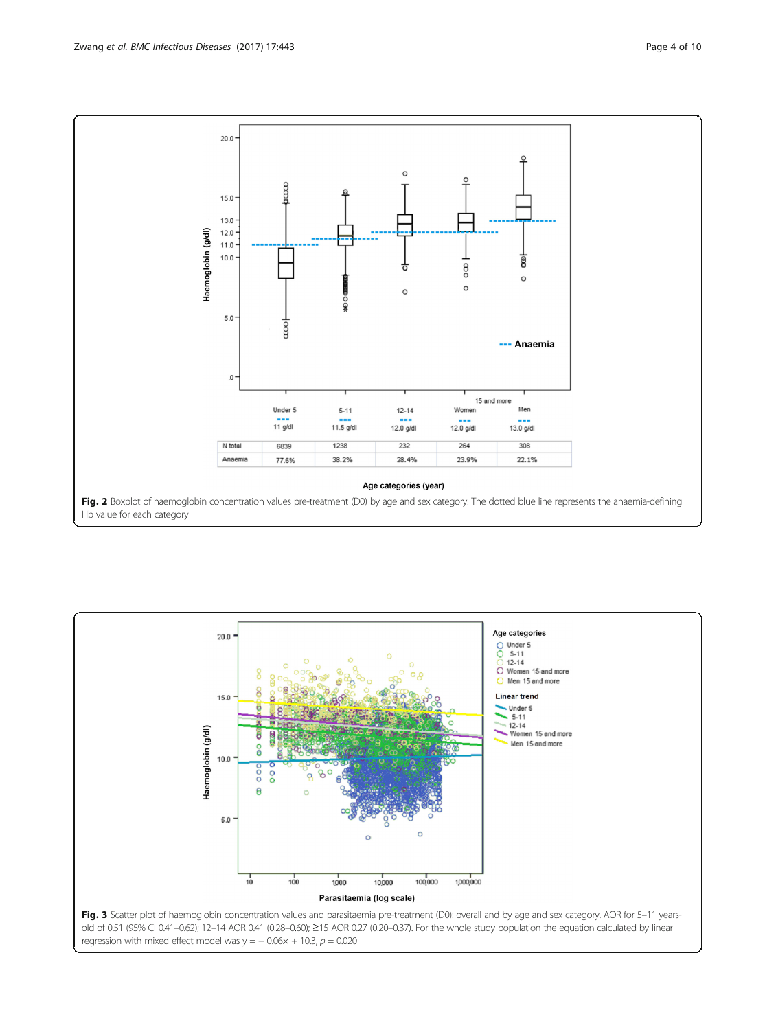| | Under 5 | 5-11 | 12-14 | 15 and more Women | 15 and more Men |
| --- | --- | --- | --- | --- | --- |
| Anaemia threshold | 11 g/dl | 11.5 g/dl | 12.0 g/dl | 12.0 g/dl | 13.0 g/dl |
| N total | 6839 | 1238 | 232 | 264 | 308 |
| Anaemia | 77.6% | 38.2% | 28.4% | 23.9% | 22.1% |

**Fig. 2** Boxplot of haemoglobin concentration values pre-treatment (D0) by age and sex category. The dotted blue line represents the anaemia-defining Hb value for each category

**Fig. 3** Scatter plot of haemoglobin concentration values and parasitaemia pre-treatment (D0): overall and by age and sex category. AOR for 5–11 years-old of 0.51 (95% CI 0.41–0.62); 12–14 AOR 0.41 (0.28–0.60); ≥15 AOR 0.27 (0.20–0.37). For the whole study population the equation calculated by linear regression with mixed effect model was $y = -0.06x + 10.3$, $p = 0.020$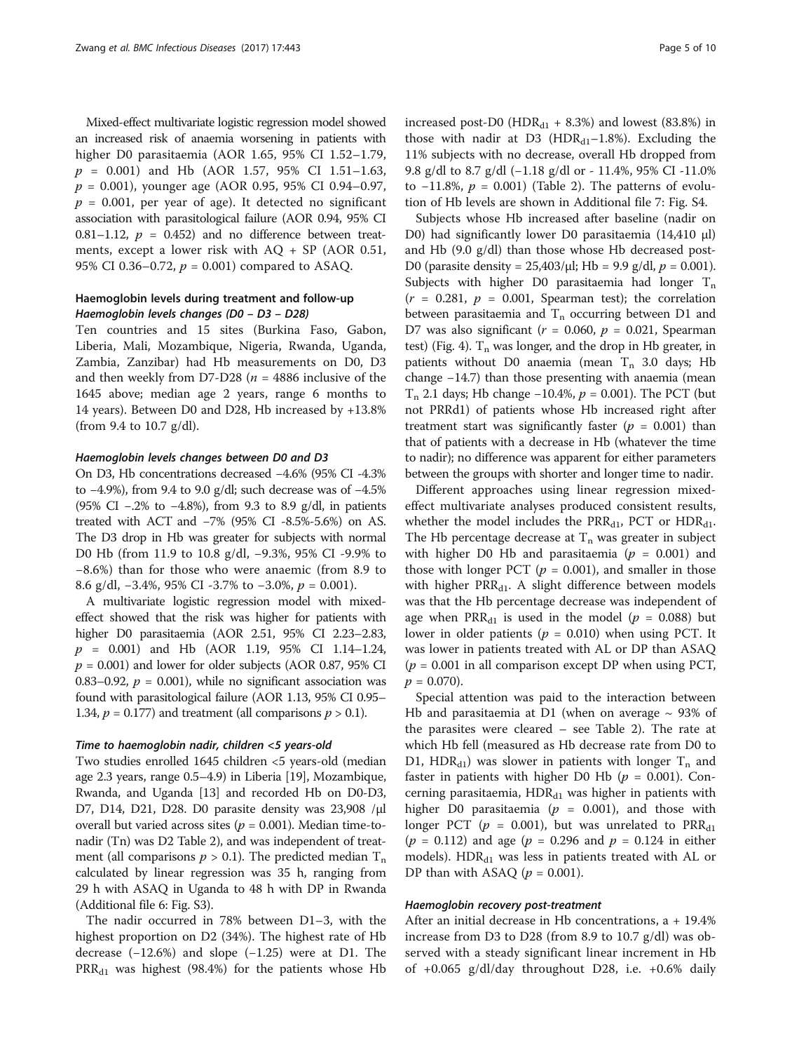Mixed-effect multivariate logistic regression model showed an increased risk of anaemia worsening in patients with higher D0 parasitaemia (AOR 1.65, 95% CI 1.52–1.79, $p = 0.001$) and Hb (AOR 1.57, 95% CI 1.51–1.63, $p = 0.001$), younger age (AOR 0.95, 95% CI 0.94–0.97, $p = 0.001$, per year of age). It detected no significant association with parasitological failure (AOR 0.94, 95% CI 0.81–1.12, $p = 0.452$) and no difference between treatments, except a lower risk with AQ + SP (AOR 0.51, 95% CI 0.36–0.72, $p = 0.001$) compared to ASAQ.

## Haemoglobin levels during treatment and follow-up

### *Haemoglobin levels changes (D0 – D3 – D28)*

Ten countries and 15 sites (Burkina Faso, Gabon, Liberia, Mali, Mozambique, Nigeria, Rwanda, Uganda, Zambia, Zanzibar) had Hb measurements on D0, D3 and then weekly from D7-D28 ($n = 4886$ inclusive of the 1645 above; median age 2 years, range 6 months to 14 years). Between D0 and D28, Hb increased by +13.8% (from 9.4 to 10.7 g/dl).

### *Haemoglobin levels changes between D0 and D3*

On D3, Hb concentrations decreased −4.6% (95% CI -4.3% to −4.9%), from 9.4 to 9.0 g/dl; such decrease was of −4.5% (95% CI −.2% to −4.8%), from 9.3 to 8.9 g/dl, in patients treated with ACT and −7% (95% CI -8.5%-5.6%) on AS. The D3 drop in Hb was greater for subjects with normal D0 Hb (from 11.9 to 10.8 g/dl, −9.3%, 95% CI -9.9% to −8.6%) than for those who were anaemic (from 8.9 to 8.6 g/dl, −3.4%, 95% CI -3.7% to −3.0%, $p = 0.001$).

A multivariate logistic regression model with mixed-effect showed that the risk was higher for patients with higher D0 parasitaemia (AOR 2.51, 95% CI 2.23–2.83, $p = 0.001$) and Hb (AOR 1.19, 95% CI 1.14–1.24, $p = 0.001$) and lower for older subjects (AOR 0.87, 95% CI 0.83–0.92, $p = 0.001$), while no significant association was found with parasitological failure (AOR 1.13, 95% CI 0.95–1.34, $p = 0.177$) and treatment (all comparisons $p > 0.1$).

### *Time to haemoglobin nadir, children <5 years-old*

Two studies enrolled 1645 children <5 years-old (median age 2.3 years, range 0.5–4.9) in Liberia [19], Mozambique, Rwanda, and Uganda [13] and recorded Hb on D0-D3, D7, D14, D21, D28. D0 parasite density was 23,908 /μl overall but varied across sites ($p = 0.001$). Median time-to-nadir (Tn) was D2 Table 2), and was independent of treatment (all comparisons $p > 0.1$). The predicted median $T_n$ calculated by linear regression was 35 h, ranging from 29 h with ASAQ in Uganda to 48 h with DP in Rwanda (Additional file 6: Fig. S3).

The nadir occurred in 78% between D1–3, with the highest proportion on D2 (34%). The highest rate of Hb decrease (−12.6%) and slope (−1.25) were at D1. The $PRR_{d1}$ was highest (98.4%) for the patients whose Hb increased post-D0 ($HDR_{d1}$ + 8.3%) and lowest (83.8%) in those with nadir at D3 ($HDR_{d1}$−1.8%). Excluding the 11% subjects with no decrease, overall Hb dropped from 9.8 g/dl to 8.7 g/dl (−1.18 g/dl or - 11.4%, 95% CI -11.0% to −11.8%, $p = 0.001$) (Table 2). The patterns of evolution of Hb levels are shown in Additional file 7: Fig. S4.

Subjects whose Hb increased after baseline (nadir on D0) had significantly lower D0 parasitaemia (14,410 μl) and Hb (9.0 g/dl) than those whose Hb decreased post-D0 (parasite density = 25,403/μl; Hb = 9.9 g/dl, $p = 0.001$). Subjects with higher D0 parasitaemia had longer $T_n$ ($r = 0.281$, $p = 0.001$, Spearman test); the correlation between parasitaemia and $T_n$ occurring between D1 and D7 was also significant ($r = 0.060$, $p = 0.021$, Spearman test) (Fig. 4). $T_n$ was longer, and the drop in Hb greater, in patients without D0 anaemia (mean $T_n$ 3.0 days; Hb change −14.7) than those presenting with anaemia (mean $T_n$ 2.1 days; Hb change −10.4%, $p = 0.001$). The PCT (but not PRRd1) of patients whose Hb increased right after treatment start was significantly faster ($p = 0.001$) than that of patients with a decrease in Hb (whatever the time to nadir); no difference was apparent for either parameters between the groups with shorter and longer time to nadir.

Different approaches using linear regression mixed-effect multivariate analyses produced consistent results, whether the model includes the $PRR_{d1}$, PCT or $HDR_{d1}$. The Hb percentage decrease at $T_n$ was greater in subject with higher D0 Hb and parasitaemia ($p = 0.001$) and those with longer PCT ($p = 0.001$), and smaller in those with higher $PRR_{d1}$. A slight difference between models was that the Hb percentage decrease was independent of age when $PRR_{d1}$ is used in the model ($p = 0.088$) but lower in older patients ($p = 0.010$) when using PCT. It was lower in patients treated with AL or DP than ASAQ ($p = 0.001$ in all comparison except DP when using PCT, $p = 0.070$).

Special attention was paid to the interaction between Hb and parasitaemia at D1 (when on average ~ 93% of the parasites were cleared – see Table 2). The rate at which Hb fell (measured as Hb decrease rate from D0 to D1, $HDR_{d1}$) was slower in patients with longer $T_n$ and faster in patients with higher D0 Hb ($p = 0.001$). Concerning parasitaemia, $HDR_{d1}$ was higher in patients with higher D0 parasitaemia ($p = 0.001$), and those with longer PCT ($p = 0.001$), but was unrelated to $PRR_{d1}$ ($p = 0.112$) and age ($p = 0.296$ and $p = 0.124$ in either models). $HDR_{d1}$ was less in patients treated with AL or DP than with ASAQ ($p = 0.001$).

### *Haemoglobin recovery post-treatment*

After an initial decrease in Hb concentrations, a + 19.4% increase from D3 to D28 (from 8.9 to 10.7 g/dl) was observed with a steady significant linear increment in Hb of +0.065 g/dl/day throughout D28, i.e. +0.6% daily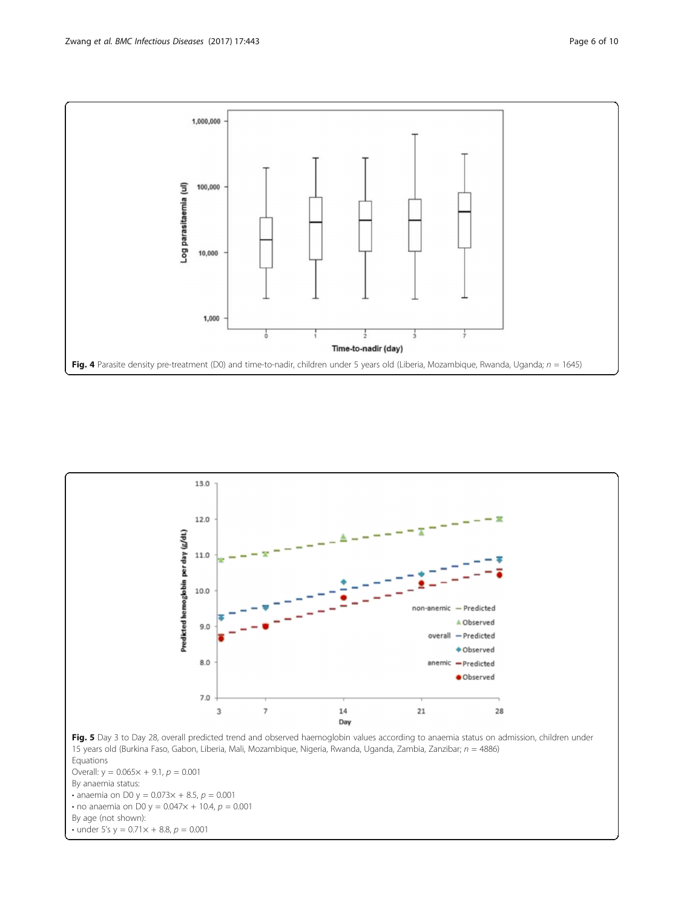**Fig. 4** Parasite density pre-treatment (D0) and time-to-nadir, children under 5 years old (Liberia, Mozambique, Rwanda, Uganda; $n$ = 1645)

**Fig. 5** Day 3 to Day 28, overall predicted trend and observed haemoglobin values according to anaemia status on admission, children under 15 years old (Burkina Faso, Gabon, Liberia, Mali, Mozambique, Nigeria, Rwanda, Uganda, Zambia, Zanzibar; $n$ = 4886)

Equations

Overall: $y = 0.065x + 9.1$, $p = 0.001$

By anaemia status:

- anaemia on D0 $y = 0.073x + 8.5$, $p = 0.001$
- no anaemia on D0 $y = 0.047x + 10.4$, $p = 0.001$

By age (not shown):

- under 5's $y = 0.71x + 8.8$, $p = 0.001$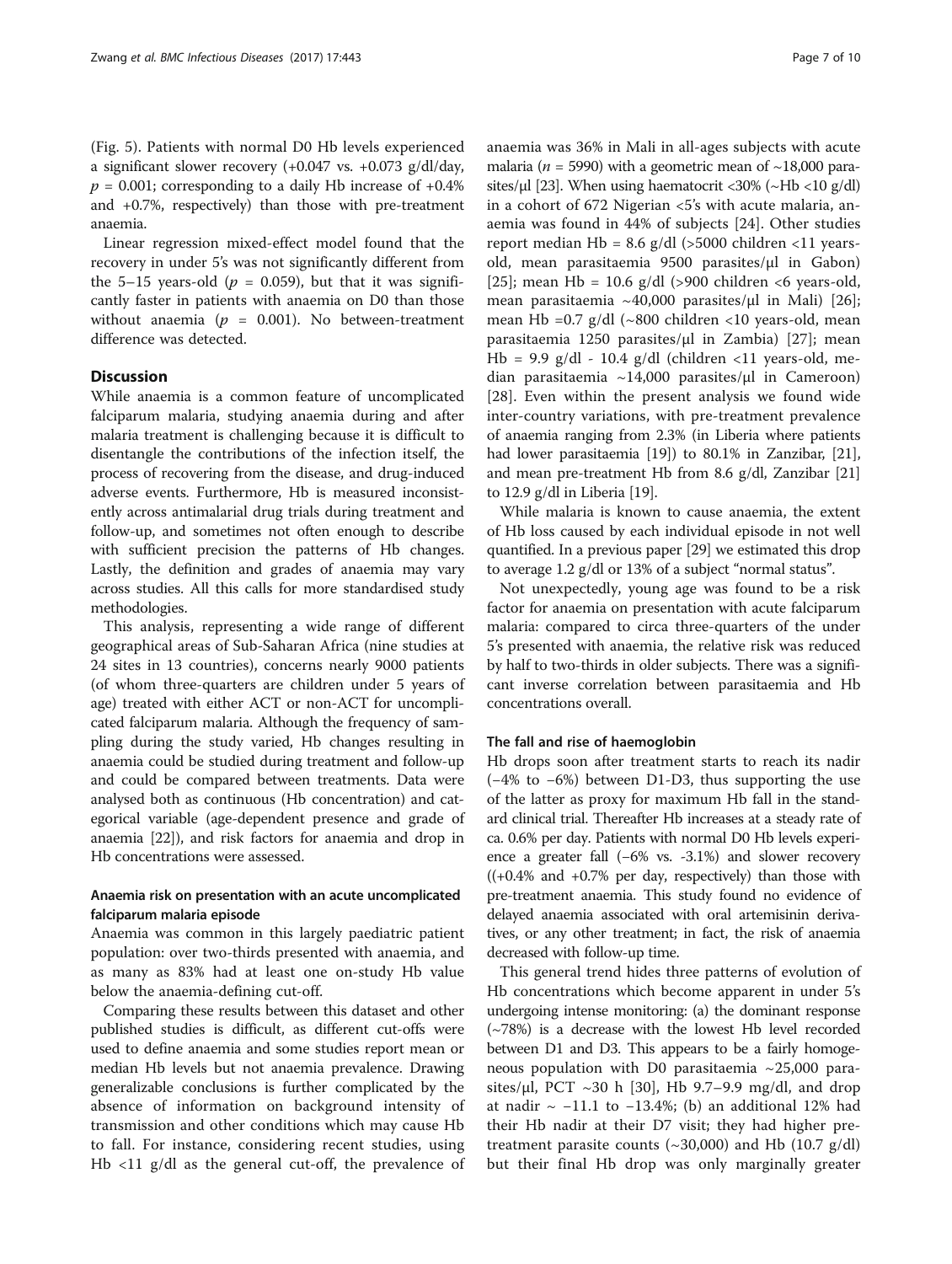(Fig. 5). Patients with normal D0 Hb levels experienced a significant slower recovery (+0.047 vs. +0.073 g/dl/day, $p = 0.001$; corresponding to a daily Hb increase of +0.4% and +0.7%, respectively) than those with pre-treatment anaemia.

Linear regression mixed-effect model found that the recovery in under 5's was not significantly different from the 5–15 years-old ($p = 0.059$), but that it was significantly faster in patients with anaemia on D0 than those without anaemia ($p = 0.001$). No between-treatment difference was detected.

## Discussion

While anaemia is a common feature of uncomplicated falciparum malaria, studying anaemia during and after malaria treatment is challenging because it is difficult to disentangle the contributions of the infection itself, the process of recovering from the disease, and drug-induced adverse events. Furthermore, Hb is measured inconsistently across antimalarial drug trials during treatment and follow-up, and sometimes not often enough to describe with sufficient precision the patterns of Hb changes. Lastly, the definition and grades of anaemia may vary across studies. All this calls for more standardised study methodologies.

This analysis, representing a wide range of different geographical areas of Sub-Saharan Africa (nine studies at 24 sites in 13 countries), concerns nearly 9000 patients (of whom three-quarters are children under 5 years of age) treated with either ACT or non-ACT for uncomplicated falciparum malaria. Although the frequency of sampling during the study varied, Hb changes resulting in anaemia could be studied during treatment and follow-up and could be compared between treatments. Data were analysed both as continuous (Hb concentration) and categorical variable (age-dependent presence and grade of anaemia [22]), and risk factors for anaemia and drop in Hb concentrations were assessed.

### Anaemia risk on presentation with an acute uncomplicated falciparum malaria episode

Anaemia was common in this largely paediatric patient population: over two-thirds presented with anaemia, and as many as 83% had at least one on-study Hb value below the anaemia-defining cut-off.

Comparing these results between this dataset and other published studies is difficult, as different cut-offs were used to define anaemia and some studies report mean or median Hb levels but not anaemia prevalence. Drawing generalizable conclusions is further complicated by the absence of information on background intensity of transmission and other conditions which may cause Hb to fall. For instance, considering recent studies, using Hb <11 g/dl as the general cut-off, the prevalence of anaemia was 36% in Mali in all-ages subjects with acute malaria ($n = 5990$) with a geometric mean of ~18,000 parasites/μl [23]. When using haematocrit <30% (~Hb <10 g/dl) in a cohort of 672 Nigerian <5's with acute malaria, anaemia was found in 44% of subjects [24]. Other studies report median Hb = 8.6 g/dl (>5000 children <11 years-old, mean parasitaemia 9500 parasites/μl in Gabon) [25]; mean Hb = 10.6 g/dl (>900 children <6 years-old, mean parasitaemia ~40,000 parasites/μl in Mali) [26]; mean Hb =0.7 g/dl (~800 children <10 years-old, mean parasitaemia 1250 parasites/μl in Zambia) [27]; mean Hb = 9.9 g/dl - 10.4 g/dl (children <11 years-old, median parasitaemia ~14,000 parasites/μl in Cameroon) [28]. Even within the present analysis we found wide inter-country variations, with pre-treatment prevalence of anaemia ranging from 2.3% (in Liberia where patients had lower parasitaemia [19]) to 80.1% in Zanzibar, [21], and mean pre-treatment Hb from 8.6 g/dl, Zanzibar [21] to 12.9 g/dl in Liberia [19].

While malaria is known to cause anaemia, the extent of Hb loss caused by each individual episode in not well quantified. In a previous paper [29] we estimated this drop to average 1.2 g/dl or 13% of a subject "normal status".

Not unexpectedly, young age was found to be a risk factor for anaemia on presentation with acute falciparum malaria: compared to circa three-quarters of the under 5's presented with anaemia, the relative risk was reduced by half to two-thirds in older subjects. There was a significant inverse correlation between parasitaemia and Hb concentrations overall.

### The fall and rise of haemoglobin

Hb drops soon after treatment starts to reach its nadir (−4% to −6%) between D1-D3, thus supporting the use of the latter as proxy for maximum Hb fall in the standard clinical trial. Thereafter Hb increases at a steady rate of ca. 0.6% per day. Patients with normal D0 Hb levels experience a greater fall (−6% vs. -3.1%) and slower recovery ((+0.4% and +0.7% per day, respectively) than those with pre-treatment anaemia. This study found no evidence of delayed anaemia associated with oral artemisinin derivatives, or any other treatment; in fact, the risk of anaemia decreased with follow-up time.

This general trend hides three patterns of evolution of Hb concentrations which become apparent in under 5's undergoing intense monitoring: (a) the dominant response (~78%) is a decrease with the lowest Hb level recorded between D1 and D3. This appears to be a fairly homogeneous population with D0 parasitaemia ~25,000 parasites/μl, PCT ~30 h [30], Hb 9.7–9.9 mg/dl, and drop at nadir ~ −11.1 to −13.4%; (b) an additional 12% had their Hb nadir at their D7 visit; they had higher pre-treatment parasite counts (~30,000) and Hb (10.7 g/dl) but their final Hb drop was only marginally greater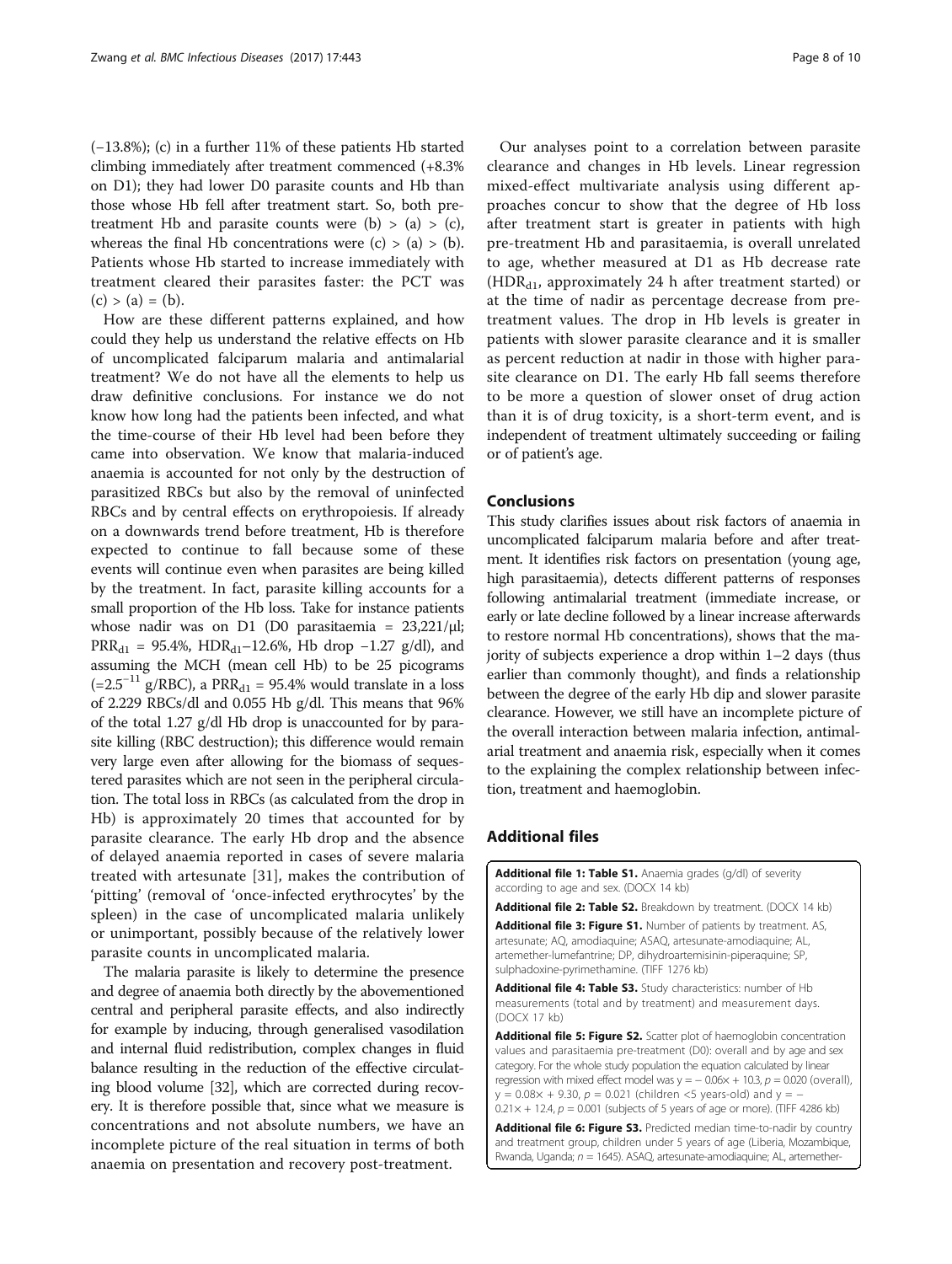(−13.8%); (c) in a further 11% of these patients Hb started climbing immediately after treatment commenced (+8.3% on D1); they had lower D0 parasite counts and Hb than those whose Hb fell after treatment start. So, both pre-treatment Hb and parasite counts were (b) > (a) > (c), whereas the final Hb concentrations were (c) > (a) > (b). Patients whose Hb started to increase immediately with treatment cleared their parasites faster: the PCT was (c) > (a) = (b).

How are these different patterns explained, and how could they help us understand the relative effects on Hb of uncomplicated falciparum malaria and antimalarial treatment? We do not have all the elements to help us draw definitive conclusions. For instance we do not know how long had the patients been infected, and what the time-course of their Hb level had been before they came into observation. We know that malaria-induced anaemia is accounted for not only by the destruction of parasitized RBCs but also by the removal of uninfected RBCs and by central effects on erythropoiesis. If already on a downwards trend before treatment, Hb is therefore expected to continue to fall because some of these events will continue even when parasites are being killed by the treatment. In fact, parasite killing accounts for a small proportion of the Hb loss. Take for instance patients whose nadir was on D1 (D0 parasitaemia = 23,221/μl; $PRR_{d1}$ = 95.4%, $HDR_{d1}$−12.6%, Hb drop −1.27 g/dl), and assuming the MCH (mean cell Hb) to be 25 picograms ($=2.5^{-11}$ g/RBC), a $PRR_{d1}$ = 95.4% would translate in a loss of 2.229 RBCs/dl and 0.055 Hb g/dl. This means that 96% of the total 1.27 g/dl Hb drop is unaccounted for by parasite killing (RBC destruction); this difference would remain very large even after allowing for the biomass of sequestered parasites which are not seen in the peripheral circulation. The total loss in RBCs (as calculated from the drop in Hb) is approximately 20 times that accounted for by parasite clearance. The early Hb drop and the absence of delayed anaemia reported in cases of severe malaria treated with artesunate [31], makes the contribution of 'pitting' (removal of 'once-infected erythrocytes' by the spleen) in the case of uncomplicated malaria unlikely or unimportant, possibly because of the relatively lower parasite counts in uncomplicated malaria.

The malaria parasite is likely to determine the presence and degree of anaemia both directly by the abovementioned central and peripheral parasite effects, and also indirectly for example by inducing, through generalised vasodilation and internal fluid redistribution, complex changes in fluid balance resulting in the reduction of the effective circulating blood volume [32], which are corrected during recovery. It is therefore possible that, since what we measure is concentrations and not absolute numbers, we have an incomplete picture of the real situation in terms of both anaemia on presentation and recovery post-treatment.

Our analyses point to a correlation between parasite clearance and changes in Hb levels. Linear regression mixed-effect multivariate analysis using different approaches concur to show that the degree of Hb loss after treatment start is greater in patients with high pre-treatment Hb and parasitaemia, is overall unrelated to age, whether measured at D1 as Hb decrease rate ($HDR_{d1}$, approximately 24 h after treatment started) or at the time of nadir as percentage decrease from pre-treatment values. The drop in Hb levels is greater in patients with slower parasite clearance and it is smaller as percent reduction at nadir in those with higher parasite clearance on D1. The early Hb fall seems therefore to be more a question of slower onset of drug action than it is of drug toxicity, is a short-term event, and is independent of treatment ultimately succeeding or failing or of patient's age.

## Conclusions

This study clarifies issues about risk factors of anaemia in uncomplicated falciparum malaria before and after treatment. It identifies risk factors on presentation (young age, high parasitaemia), detects different patterns of responses following antimalarial treatment (immediate increase, or early or late decline followed by a linear increase afterwards to restore normal Hb concentrations), shows that the majority of subjects experience a drop within 1–2 days (thus earlier than commonly thought), and finds a relationship between the degree of the early Hb dip and slower parasite clearance. However, we still have an incomplete picture of the overall interaction between malaria infection, antimalarial treatment and anaemia risk, especially when it comes to the explaining the complex relationship between infection, treatment and haemoglobin.

## Additional files

**Additional file 1: Table S1.** Anaemia grades (g/dl) of severity according to age and sex. (DOCX 14 kb)

**Additional file 2: Table S2.** Breakdown by treatment. (DOCX 14 kb)

**Additional file 3: Figure S1.** Number of patients by treatment. AS, artesunate; AQ, amodiaquine; ASAQ, artesunate-amodiaquine; AL, artemether-lumefantrine; DP, dihydroartemisinin-piperaquine; SP, sulphadoxine-pyrimethamine. (TIFF 1276 kb)

**Additional file 4: Table S3.** Study characteristics: number of Hb measurements (total and by treatment) and measurement days. (DOCX 17 kb)

**Additional file 5: Figure S2.** Scatter plot of haemoglobin concentration values and parasitaemia pre-treatment (D0): overall and by age and sex category. For the whole study population the equation calculated by linear regression with mixed effect model was $y = -0.06x + 10.3$, $p = 0.020$ (overall), $y = 0.08x + 9.30$, $p = 0.021$ (children <5 years-old) and $y = -0.21x + 12.4$, $p = 0.001$ (subjects of 5 years of age or more). (TIFF 4286 kb)

**Additional file 6: Figure S3.** Predicted median time-to-nadir by country and treatment group, children under 5 years of age (Liberia, Mozambique, Rwanda, Uganda; $n = 1645$). ASAQ, artesunate-amodiaquine; AL, artemether-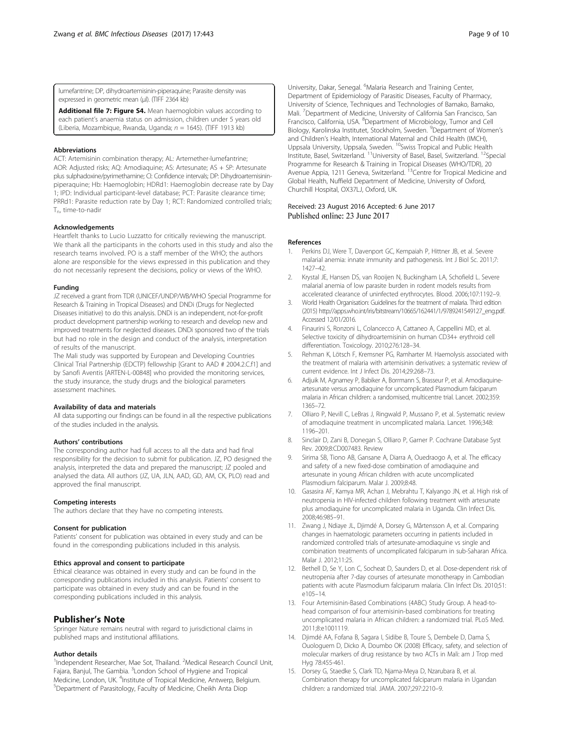lumefantrine; DP, dihydroartemisinin-piperaquine; Parasite density was expressed in geometric mean (μl). (TIFF 2364 kb)

**Additional file 7: Figure S4.** Mean haemoglobin values according to each patient's anaemia status on admission, children under 5 years old (Liberia, Mozambique, Rwanda, Uganda; $n = 1645$). (TIFF 1913 kb)

#### Abbreviations

ACT: Artemisinin combination therapy; AL: Artemether-lumefantrine; AOR: Adjusted risks; AQ: Amodiaquine; AS: Artesunate; AS + SP: Artesunate plus sulphadoxine/pyrimethamine; CI: Confidence intervals; DP: Dihydroartemisinin-piperaquine; Hb: Haemoglobin; HDRd1: Haemoglobin decrease rate by Day 1; IPD: Individual participant-level database; PCT: Parasite clearance time; PRRd1: Parasite reduction rate by Day 1; RCT: Randomized controlled trials; $T_n$, time-to-nadir

#### Acknowledgements

Heartfelt thanks to Lucio Luzzatto for critically reviewing the manuscript. We thank all the participants in the cohorts used in this study and also the research teams involved. PO is a staff member of the WHO; the authors alone are responsible for the views expressed in this publication and they do not necessarily represent the decisions, policy or views of the WHO.

#### Funding

JZ received a grant from TDR (UNICEF/UNDP/WB/WHO Special Programme for Research & Training in Tropical Diseases) and DNDi (Drugs for Neglected Diseases initiative) to do this analysis. DNDi is an independent, not-for-profit product development partnership working to research and develop new and improved treatments for neglected diseases. DNDi sponsored two of the trials but had no role in the design and conduct of the analysis, interpretation of results of the manuscript.

The Mali study was supported by European and Developing Countries Clinical Trial Partnership (EDCTP) fellowship [Grant to AAD # 2004.2.C.f1] and by Sanofi Aventis [ARTEN-L-00848] who provided the monitoring services, the study insurance, the study drugs and the biological parameters assessment machines.

#### Availability of data and materials

All data supporting our findings can be found in all the respective publications of the studies included in the analysis.

#### Authors' contributions

The corresponding author had full access to all the data and had final responsibility for the decision to submit for publication. JZ, PO designed the analysis, interpreted the data and prepared the manuscript; JZ pooled and analysed the data. All authors (JZ, UA, JLN, AAD, GD, AM, CK, PLO) read and approved the final manuscript.

#### Competing interests

The authors declare that they have no competing interests.

#### Consent for publication

Patients' consent for publication was obtained in every study and can be found in the corresponding publications included in this analysis.

#### Ethics approval and consent to participate

Ethical clearance was obtained in every study and can be found in the corresponding publications included in this analysis. Patients' consent to participate was obtained in every study and can be found in the corresponding publications included in this analysis.

## Publisher's Note

Springer Nature remains neutral with regard to jurisdictional claims in published maps and institutional affiliations.

#### Author details

[1]Independent Researcher, Mae Sot, Thailand. [2]Medical Research Council Unit, Fajara, Banjul, The Gambia. [3]London School of Hygiene and Tropical Medicine, London, UK. [4]Institute of Tropical Medicine, Antwerp, Belgium. [5]Department of Parasitology, Faculty of Medicine, Cheikh Anta Diop University, Dakar, Senegal. [6]Malaria Research and Training Center, Department of Epidemiology of Parasitic Diseases, Faculty of Pharmacy, University of Science, Techniques and Technologies of Bamako, Bamako, Mali. [7]Department of Medicine, University of California San Francisco, San Francisco, California, USA. [8]Department of Microbiology, Tumor and Cell Biology, Karolinska Institutet, Stockholm, Sweden. [9]Department of Women's and Children's Health, International Maternal and Child Health (IMCH), Uppsala University, Uppsala, Sweden. [10]Swiss Tropical and Public Health Institute, Basel, Switzerland. [11]University of Basel, Basel, Switzerland. [12]Special Programme for Research & Training in Tropical Diseases (WHO/TDR), 20 Avenue Appia, 1211 Geneva, Switzerland. [13]Centre for Tropical Medicine and Global Health, Nuffield Department of Medicine, University of Oxford, Churchill Hospital, OX37LJ, Oxford, UK.

Received: 23 August 2016 Accepted: 6 June 2017
Published online: 23 June 2017

#### References

1. Perkins DJ, Were T, Davenport GC, Kempaiah P, Hittner JB, et al. Severe malarial anemia: innate immunity and pathogenesis. Int J Biol Sc. 2011;7: 1427–42.
2. Krystal JE, Hansen DS, van Rooijen N, Buckingham LA, Schofield L. Severe malarial anemia of low parasite burden in rodent models results from accelerated clearance of uninfected erythrocytes. Blood. 2006;107:1192–9.
3. World Health Organisation: Guidelines for the treatment of malaria. Third edition (2015) http://apps.who.int/iris/bitstream/10665/162441/1/9789241549127_eng.pdf. Accessed 12/01/2016.
4. Finaurini S, Ronzoni L, Colancecco A, Cattaneo A, Cappellini MD, et al. Selective toxicity of dihydroartemisinin on human CD34+ erythroid cell differentiation. Toxicology. 2010;276:128–34.
5. Rehman K, Lötsch F, Kremsner PG, Ramharter M. Haemolysis associated with the treatment of malaria with artemisinin derivatives: a systematic review of current evidence. Int J Infect Dis. 2014;29:268–73.
6. Adjuik M, Agnamey P, Babiker A, Borrmann S, Brasseur P, et al. Amodiaquine-artesunate versus amodiaquine for uncomplicated Plasmodium falciparum malaria in African children: a randomised, multicentre trial. Lancet. 2002;359: 1365–72.
7. Olliaro P, Nevill C, LeBras J, Ringwald P, Mussano P, et al. Systematic review of amodiaquine treatment in uncomplicated malaria. Lancet. 1996;348: 1196–201.
8. Sinclair D, Zani B, Donegan S, Olliaro P, Garner P. Cochrane Database Syst Rev. 2009;8:CD007483. Review
9. Sirima SB, Tiono AB, Gansane A, Diarra A, Ouedraogo A, et al. The efficacy and safety of a new fixed-dose combination of amodiaquine and artesunate in young African children with acute uncomplicated Plasmodium falciparum. Malar J. 2009;8:48.
10. Gasasira AF, Kamya MR, Achan J, Mebrahtu T, Kalyango JN, et al. High risk of neutropenia in HIV-infected children following treatment with artesunate plus amodiaquine for uncomplicated malaria in Uganda. Clin Infect Dis. 2008;46:985–91.
11. Zwang J, Ndiaye JL, Djimdé A, Dorsey G, Mårtensson A, et al. Comparing changes in haematologic parameters occurring in patients included in randomized controlled trials of artesunate-amodiaquine vs single and combination treatments of uncomplicated falciparum in sub-Saharan Africa. Malar J. 2012;11:25.
12. Bethell D, Se Y, Lon C, Socheat D, Saunders D, et al. Dose-dependent risk of neutropenia after 7-day courses of artesunate monotherapy in Cambodian patients with acute Plasmodium falciparum malaria. Clin Infect Dis. 2010;51: e105–14.
13. Four Artemisinin-Based Combinations (4ABC) Study Group. A head-to-head comparison of four artemisinin-based combinations for treating uncomplicated malaria in African children: a randomized trial. PLoS Med. 2011;8:e1001119.
14. Djimdé AA, Fofana B, Sagara I, Sidibe B, Toure S, Dembele D, Dama S, Ouologuem D, Dicko A, Doumbo OK (2008) Efficacy, safety, and selection of molecular markers of drug resistance by two ACTs in Mali: am J Trop med Hyg 78:455-461.
15. Dorsey G, Staedke S, Clark TD, Njama-Meya D, Nzarubara B, et al. Combination therapy for uncomplicated falciparum malaria in Ugandan children: a randomized trial. JAMA. 2007;297:2210–9.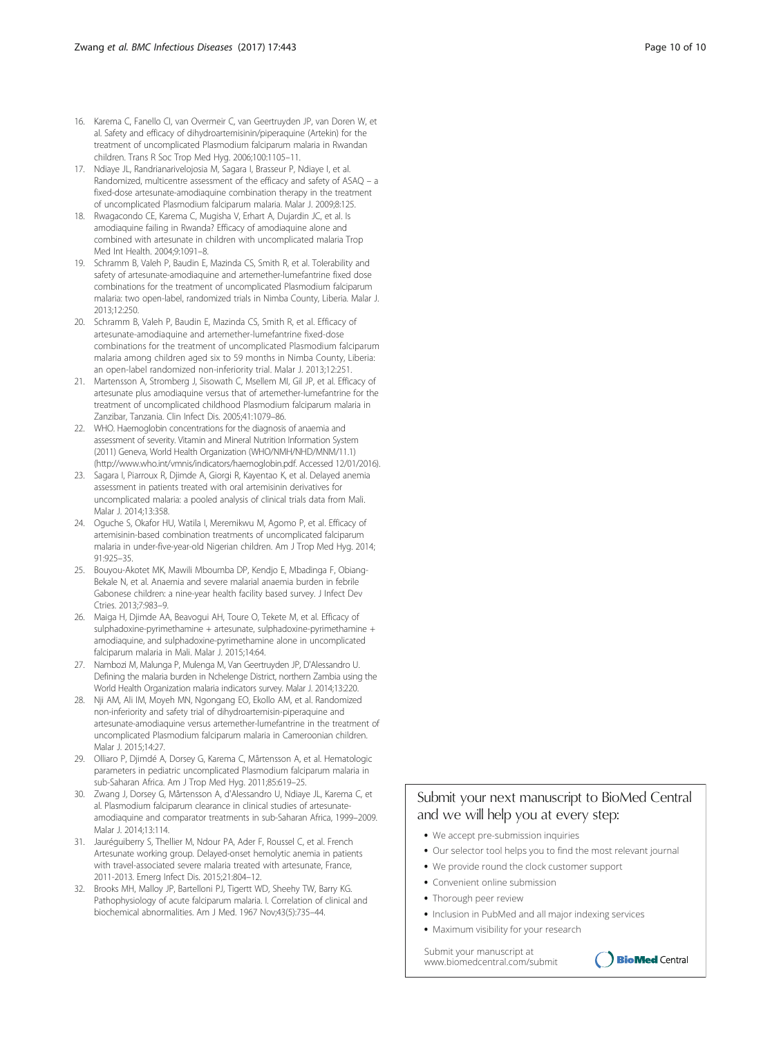16. Karema C, Fanello CI, van Overmeir C, van Geertruyden JP, van Doren W, et al. Safety and efficacy of dihydroartemisinin/piperaquine (Artekin) for the treatment of uncomplicated Plasmodium falciparum malaria in Rwandan children. Trans R Soc Trop Med Hyg. 2006;100:1105–11.
17. Ndiaye JL, Randrianarivelojosia M, Sagara I, Brasseur P, Ndiaye I, et al. Randomized, multicentre assessment of the efficacy and safety of ASAQ – a fixed-dose artesunate-amodiaquine combination therapy in the treatment of uncomplicated Plasmodium falciparum malaria. Malar J. 2009;8:125.
18. Rwagacondo CE, Karema C, Mugisha V, Erhart A, Dujardin JC, et al. Is amodiaquine failing in Rwanda? Efficacy of amodiaquine alone and combined with artesunate in children with uncomplicated malaria Trop Med Int Health. 2004;9:1091–8.
19. Schramm B, Valeh P, Baudin E, Mazinda CS, Smith R, et al. Tolerability and safety of artesunate-amodiaquine and artemether-lumefantrine fixed dose combinations for the treatment of uncomplicated Plasmodium falciparum malaria: two open-label, randomized trials in Nimba County, Liberia. Malar J. 2013;12:250.
20. Schramm B, Valeh P, Baudin E, Mazinda CS, Smith R, et al. Efficacy of artesunate-amodiaquine and artemether-lumefantrine fixed-dose combinations for the treatment of uncomplicated Plasmodium falciparum malaria among children aged six to 59 months in Nimba County, Liberia: an open-label randomized non-inferiority trial. Malar J. 2013;12:251.
21. Martensson A, Stromberg J, Sisowath C, Msellem MI, Gil JP, et al. Efficacy of artesunate plus amodiaquine versus that of artemether-lumefantrine for the treatment of uncomplicated childhood Plasmodium falciparum malaria in Zanzibar, Tanzania. Clin Infect Dis. 2005;41:1079–86.
22. WHO. Haemoglobin concentrations for the diagnosis of anaemia and assessment of severity. Vitamin and Mineral Nutrition Information System (2011) Geneva, World Health Organization (WHO/NMH/NHD/MNM/11.1) (http://www.who.int/vmnis/indicators/haemoglobin.pdf. Accessed 12/01/2016).
23. Sagara I, Piarroux R, Djimde A, Giorgi R, Kayentao K, et al. Delayed anemia assessment in patients treated with oral artemisinin derivatives for uncomplicated malaria: a pooled analysis of clinical trials data from Mali. Malar J. 2014;13:358.
24. Oguche S, Okafor HU, Watila I, Meremikwu M, Agomo P, et al. Efficacy of artemisinin-based combination treatments of uncomplicated falciparum malaria in under-five-year-old Nigerian children. Am J Trop Med Hyg. 2014; 91:925–35.
25. Bouyou-Akotet MK, Mawili Mboumba DP, Kendjo E, Mbadinga F, Obiang-Bekale N, et al. Anaemia and severe malarial anaemia burden in febrile Gabonese children: a nine-year health facility based survey. J Infect Dev Ctries. 2013;7:983–9.
26. Maiga H, Djimde AA, Beavogui AH, Toure O, Tekete M, et al. Efficacy of sulphadoxine-pyrimethamine + artesunate, sulphadoxine-pyrimethamine + amodiaquine, and sulphadoxine-pyrimethamine alone in uncomplicated falciparum malaria in Mali. Malar J. 2015;14:64.
27. Nambozi M, Malunga P, Mulenga M, Van Geertruyden JP, D'Alessandro U. Defining the malaria burden in Nchelenge District, northern Zambia using the World Health Organization malaria indicators survey. Malar J. 2014;13:220.
28. Nji AM, Ali IM, Moyeh MN, Ngongang EO, Ekollo AM, et al. Randomized non-inferiority and safety trial of dihydroartemisin-piperaquine and artesunate-amodiaquine versus artemether-lumefantrine in the treatment of uncomplicated Plasmodium falciparum malaria in Cameroonian children. Malar J. 2015;14:27.
29. Olliaro P, Djimdé A, Dorsey G, Karema C, Mårtensson A, et al. Hematologic parameters in pediatric uncomplicated Plasmodium falciparum malaria in sub-Saharan Africa. Am J Trop Med Hyg. 2011;85:619–25.
30. Zwang J, Dorsey G, Mårtensson A, d'Alessandro U, Ndiaye JL, Karema C, et al. Plasmodium falciparum clearance in clinical studies of artesunate-amodiaquine and comparator treatments in sub-Saharan Africa, 1999–2009. Malar J. 2014;13:114.
31. Jauréguiberry S, Thellier M, Ndour PA, Ader F, Roussel C, et al. French Artesunate working group. Delayed-onset hemolytic anemia in patients with travel-associated severe malaria treated with artesunate, France, 2011-2013. Emerg Infect Dis. 2015;21:804–12.
32. Brooks MH, Malloy JP, Bartelloni PJ, Tigertt WD, Sheehy TW, Barry KG. Pathophysiology of acute falciparum malaria. I. Correlation of clinical and biochemical abnormalities. Am J Med. 1967 Nov;43(5):735–44.

Submit your next manuscript to BioMed Central and we will help you at every step:

- We accept pre-submission inquiries
- Our selector tool helps you to find the most relevant journal
- We provide round the clock customer support
- Convenient online submission
- Thorough peer review
- Inclusion in PubMed and all major indexing services
- Maximum visibility for your research

Submit your manuscript at www.biomedcentral.com/submit

BioMed Central